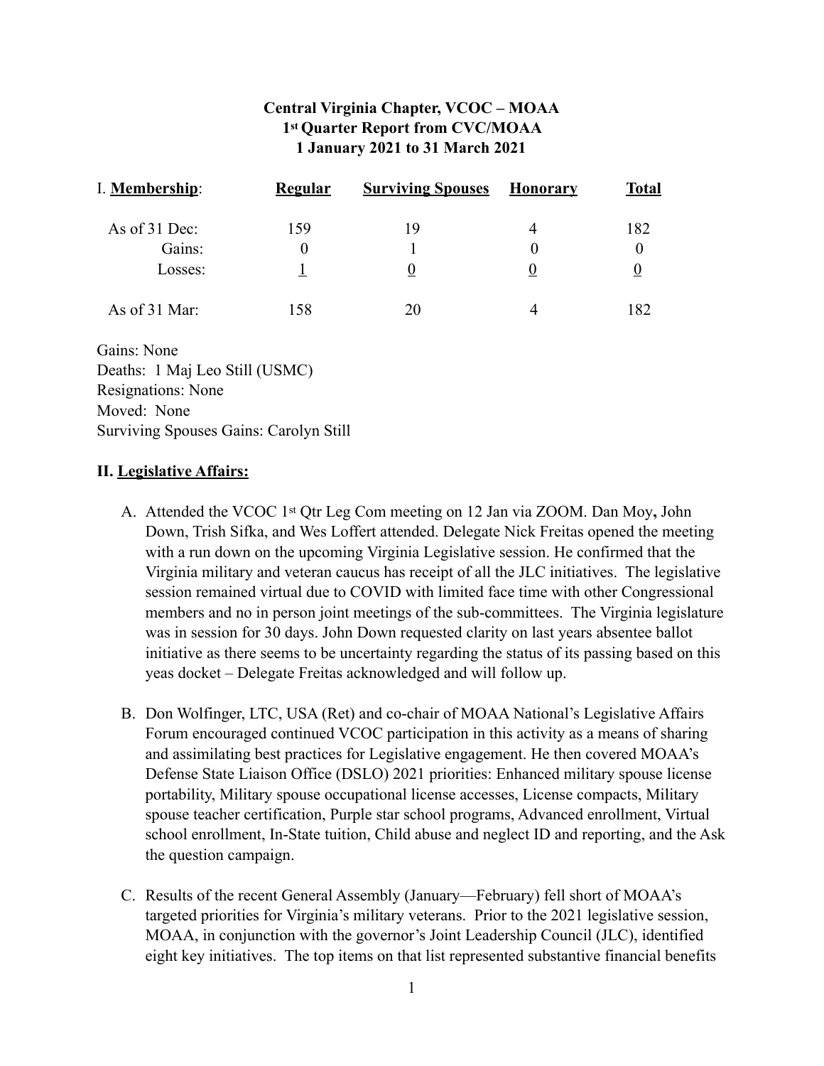**Central Virginia Chapter, VCOC – MOAA**
**1st Quarter Report from CVC/MOAA**
**1 January 2021 to 31 March 2021**

| I. **Membership**: | **Regular** | **Surviving Spouses** | **Honorary** | **Total** |
|---|---|---|---|---|
| As of 31 Dec: | 159 | 19 | 4 | 182 |
| Gains: | 0 | 1 | 0 | 0 |
| Losses: | 1 | 0 | 0 | 0 |
| As of 31 Mar: | 158 | 20 | 4 | 182 |

Gains: None
Deaths: 1 Maj Leo Still (USMC)
Resignations: None
Moved: None
Surviving Spouses Gains: Carolyn Still

## II. Legislative Affairs:

A. Attended the VCOC 1st Qtr Leg Com meeting on 12 Jan via ZOOM. Dan Moy**,** John Down, Trish Sifka, and Wes Loffert attended. Delegate Nick Freitas opened the meeting with a run down on the upcoming Virginia Legislative session. He confirmed that the Virginia military and veteran caucus has receipt of all the JLC initiatives. The legislative session remained virtual due to COVID with limited face time with other Congressional members and no in person joint meetings of the sub-committees. The Virginia legislature was in session for 30 days. John Down requested clarity on last years absentee ballot initiative as there seems to be uncertainty regarding the status of its passing based on this yeas docket – Delegate Freitas acknowledged and will follow up.

B. Don Wolfinger, LTC, USA (Ret) and co-chair of MOAA National's Legislative Affairs Forum encouraged continued VCOC participation in this activity as a means of sharing and assimilating best practices for Legislative engagement. He then covered MOAA's Defense State Liaison Office (DSLO) 2021 priorities: Enhanced military spouse license portability, Military spouse occupational license accesses, License compacts, Military spouse teacher certification, Purple star school programs, Advanced enrollment, Virtual school enrollment, In-State tuition, Child abuse and neglect ID and reporting, and the Ask the question campaign.

C. Results of the recent General Assembly (January—February) fell short of MOAA's targeted priorities for Virginia's military veterans. Prior to the 2021 legislative session, MOAA, in conjunction with the governor's Joint Leadership Council (JLC), identified eight key initiatives. The top items on that list represented substantive financial benefits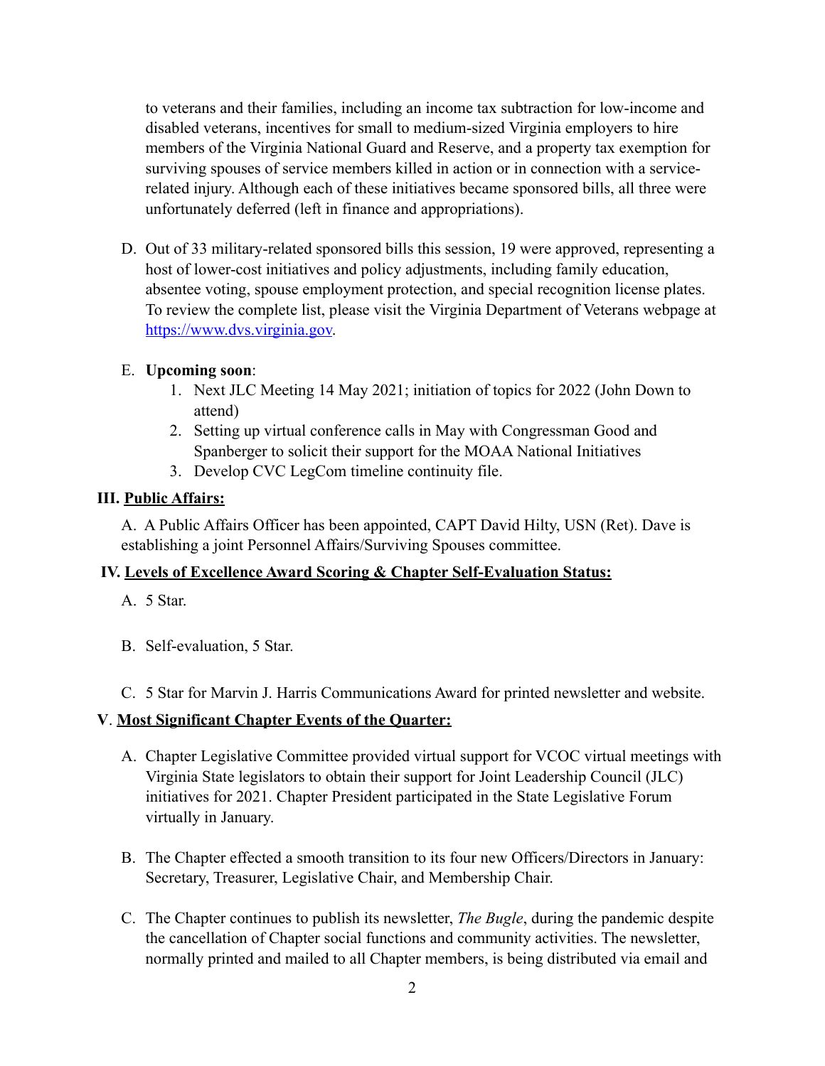to veterans and their families, including an income tax subtraction for low-income and disabled veterans, incentives for small to medium-sized Virginia employers to hire members of the Virginia National Guard and Reserve, and a property tax exemption for surviving spouses of service members killed in action or in connection with a service-related injury. Although each of these initiatives became sponsored bills, all three were unfortunately deferred (left in finance and appropriations).

D. Out of 33 military-related sponsored bills this session, 19 were approved, representing a host of lower-cost initiatives and policy adjustments, including family education, absentee voting, spouse employment protection, and special recognition license plates. To review the complete list, please visit the Virginia Department of Veterans webpage at [https://www.dvs.virginia.gov](https://www.dvs.virginia.gov).

E. **Upcoming soon**:
   1. Next JLC Meeting 14 May 2021; initiation of topics for 2022 (John Down to attend)
   2. Setting up virtual conference calls in May with Congressman Good and Spanberger to solicit their support for the MOAA National Initiatives
   3. Develop CVC LegCom timeline continuity file.

## III. Public Affairs:

A. A Public Affairs Officer has been appointed, CAPT David Hilty, USN (Ret). Dave is establishing a joint Personnel Affairs/Surviving Spouses committee.

## IV. Levels of Excellence Award Scoring & Chapter Self-Evaluation Status:

A. 5 Star.

B. Self-evaluation, 5 Star.

C. 5 Star for Marvin J. Harris Communications Award for printed newsletter and website.

## V. Most Significant Chapter Events of the Quarter:

A. Chapter Legislative Committee provided virtual support for VCOC virtual meetings with Virginia State legislators to obtain their support for Joint Leadership Council (JLC) initiatives for 2021. Chapter President participated in the State Legislative Forum virtually in January.

B. The Chapter effected a smooth transition to its four new Officers/Directors in January: Secretary, Treasurer, Legislative Chair, and Membership Chair.

C. The Chapter continues to publish its newsletter, *The Bugle*, during the pandemic despite the cancellation of Chapter social functions and community activities. The newsletter, normally printed and mailed to all Chapter members, is being distributed via email and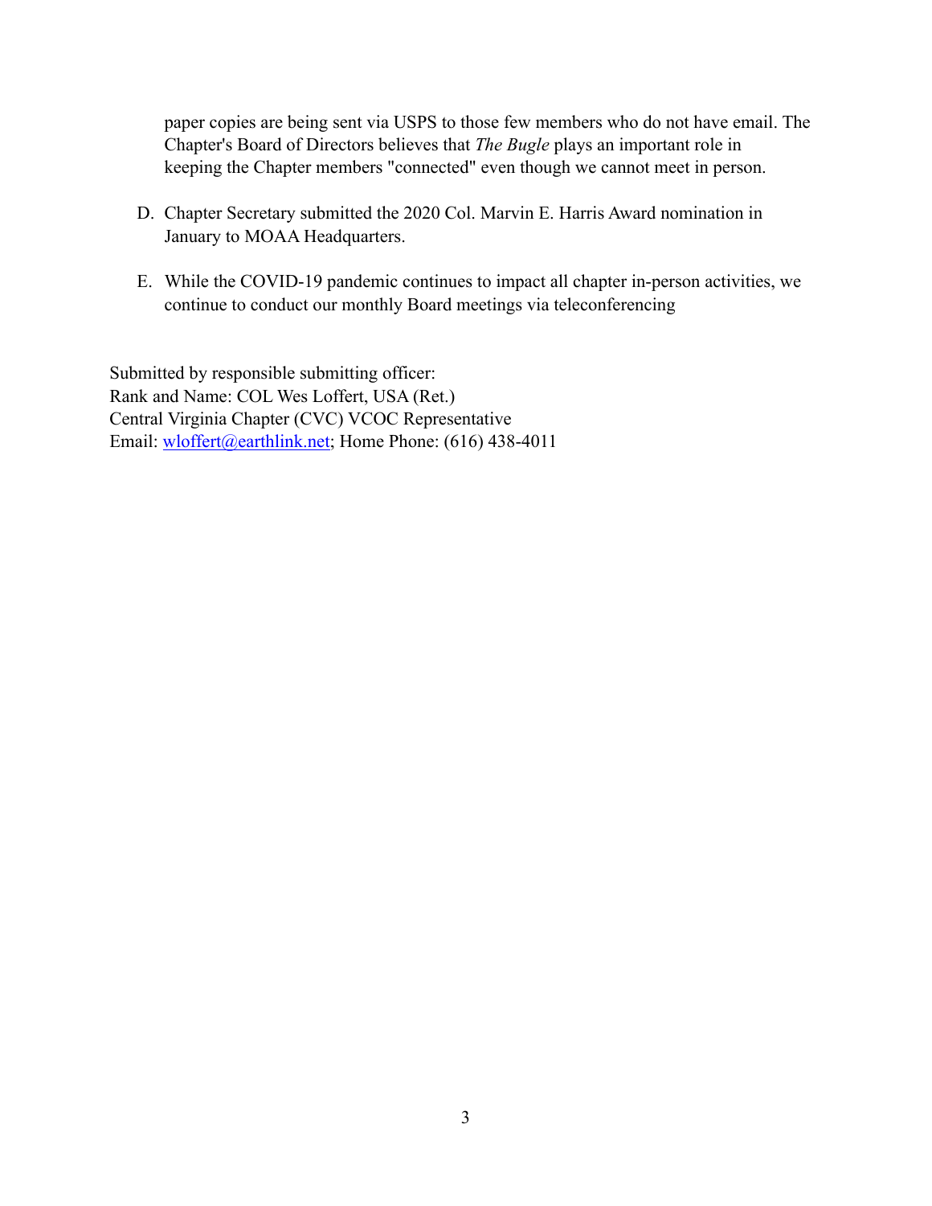paper copies are being sent via USPS to those few members who do not have email. The Chapter's Board of Directors believes that *The Bugle* plays an important role in keeping the Chapter members "connected" even though we cannot meet in person.

D. Chapter Secretary submitted the 2020 Col. Marvin E. Harris Award nomination in January to MOAA Headquarters.

E. While the COVID-19 pandemic continues to impact all chapter in-person activities, we continue to conduct our monthly Board meetings via teleconferencing

Submitted by responsible submitting officer:
Rank and Name: COL Wes Loffert, USA (Ret.)
Central Virginia Chapter (CVC) VCOC Representative
Email: wloffert@earthlink.net; Home Phone: (616) 438-4011